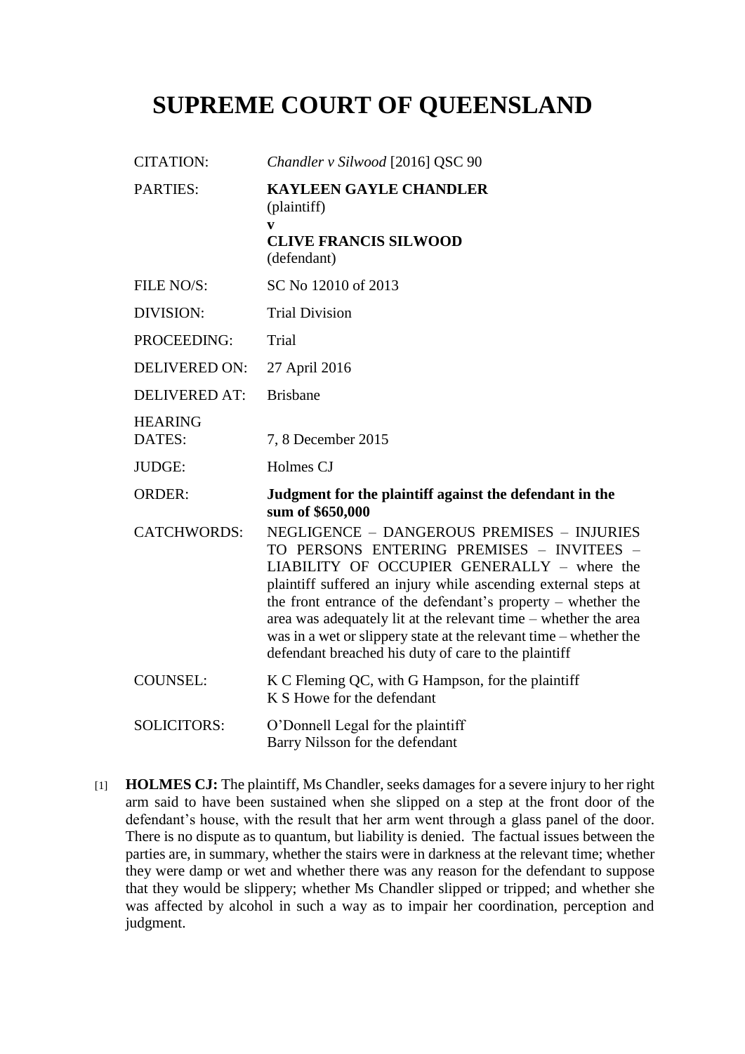# SUPREME COURT OF QUEENSLAND

| | |
|---|---|
| CITATION: | *Chandler v Silwood* [2016] QSC 90 |
| PARTIES: | **KAYLEEN GAYLE CHANDLER**<br>(plaintiff)<br>**v**<br>**CLIVE FRANCIS SILWOOD**<br>(defendant) |
| FILE NO/S: | SC No 12010 of 2013 |
| DIVISION: | Trial Division |
| PROCEEDING: | Trial |
| DELIVERED ON: | 27 April 2016 |
| DELIVERED AT: | Brisbane |
| HEARING DATES: | 7, 8 December 2015 |
| JUDGE: | Holmes CJ |
| ORDER: | **Judgment for the plaintiff against the defendant in the sum of $650,000** |
| CATCHWORDS: | NEGLIGENCE – DANGEROUS PREMISES – INJURIES TO PERSONS ENTERING PREMISES – INVITEES – LIABILITY OF OCCUPIER GENERALLY – where the plaintiff suffered an injury while ascending external steps at the front entrance of the defendant's property – whether the area was adequately lit at the relevant time – whether the area was in a wet or slippery state at the relevant time – whether the defendant breached his duty of care to the plaintiff |
| COUNSEL: | K C Fleming QC, with G Hampson, for the plaintiff<br>K S Howe for the defendant |
| SOLICITORS: | O'Donnell Legal for the plaintiff<br>Barry Nilsson for the defendant |

[1] **HOLMES CJ:** The plaintiff, Ms Chandler, seeks damages for a severe injury to her right arm said to have been sustained when she slipped on a step at the front door of the defendant's house, with the result that her arm went through a glass panel of the door. There is no dispute as to quantum, but liability is denied. The factual issues between the parties are, in summary, whether the stairs were in darkness at the relevant time; whether they were damp or wet and whether there was any reason for the defendant to suppose that they would be slippery; whether Ms Chandler slipped or tripped; and whether she was affected by alcohol in such a way as to impair her coordination, perception and judgment.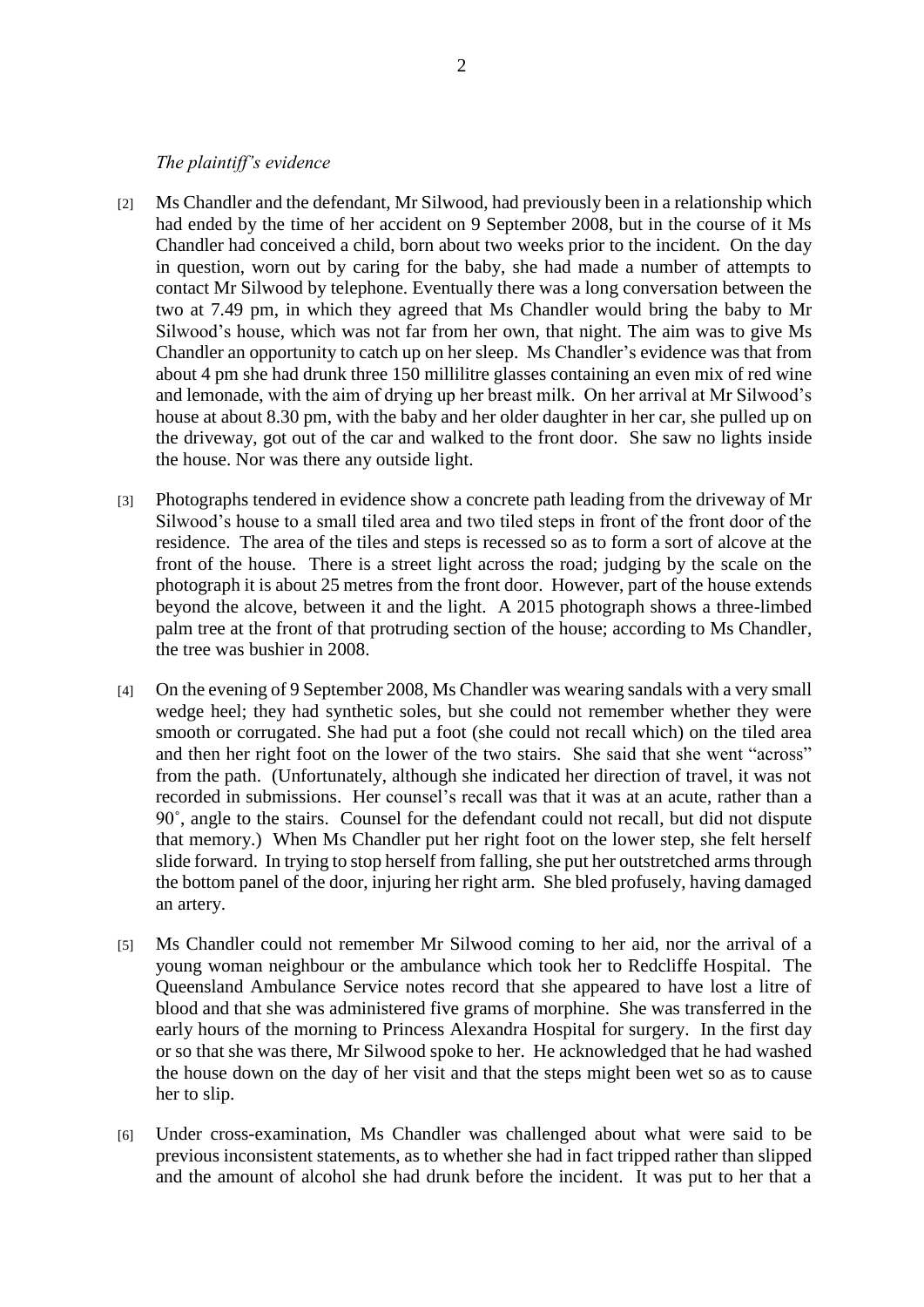*The plaintiff's evidence*

[2] Ms Chandler and the defendant, Mr Silwood, had previously been in a relationship which had ended by the time of her accident on 9 September 2008, but in the course of it Ms Chandler had conceived a child, born about two weeks prior to the incident. On the day in question, worn out by caring for the baby, she had made a number of attempts to contact Mr Silwood by telephone. Eventually there was a long conversation between the two at 7.49 pm, in which they agreed that Ms Chandler would bring the baby to Mr Silwood's house, which was not far from her own, that night. The aim was to give Ms Chandler an opportunity to catch up on her sleep. Ms Chandler's evidence was that from about 4 pm she had drunk three 150 millilitre glasses containing an even mix of red wine and lemonade, with the aim of drying up her breast milk. On her arrival at Mr Silwood's house at about 8.30 pm, with the baby and her older daughter in her car, she pulled up on the driveway, got out of the car and walked to the front door. She saw no lights inside the house. Nor was there any outside light.

[3] Photographs tendered in evidence show a concrete path leading from the driveway of Mr Silwood's house to a small tiled area and two tiled steps in front of the front door of the residence. The area of the tiles and steps is recessed so as to form a sort of alcove at the front of the house. There is a street light across the road; judging by the scale on the photograph it is about 25 metres from the front door. However, part of the house extends beyond the alcove, between it and the light. A 2015 photograph shows a three-limbed palm tree at the front of that protruding section of the house; according to Ms Chandler, the tree was bushier in 2008.

[4] On the evening of 9 September 2008, Ms Chandler was wearing sandals with a very small wedge heel; they had synthetic soles, but she could not remember whether they were smooth or corrugated. She had put a foot (she could not recall which) on the tiled area and then her right foot on the lower of the two stairs. She said that she went "across" from the path. (Unfortunately, although she indicated her direction of travel, it was not recorded in submissions. Her counsel's recall was that it was at an acute, rather than a 90˚, angle to the stairs. Counsel for the defendant could not recall, but did not dispute that memory.) When Ms Chandler put her right foot on the lower step, she felt herself slide forward. In trying to stop herself from falling, she put her outstretched arms through the bottom panel of the door, injuring her right arm. She bled profusely, having damaged an artery.

[5] Ms Chandler could not remember Mr Silwood coming to her aid, nor the arrival of a young woman neighbour or the ambulance which took her to Redcliffe Hospital. The Queensland Ambulance Service notes record that she appeared to have lost a litre of blood and that she was administered five grams of morphine. She was transferred in the early hours of the morning to Princess Alexandra Hospital for surgery. In the first day or so that she was there, Mr Silwood spoke to her. He acknowledged that he had washed the house down on the day of her visit and that the steps might been wet so as to cause her to slip.

[6] Under cross-examination, Ms Chandler was challenged about what were said to be previous inconsistent statements, as to whether she had in fact tripped rather than slipped and the amount of alcohol she had drunk before the incident. It was put to her that a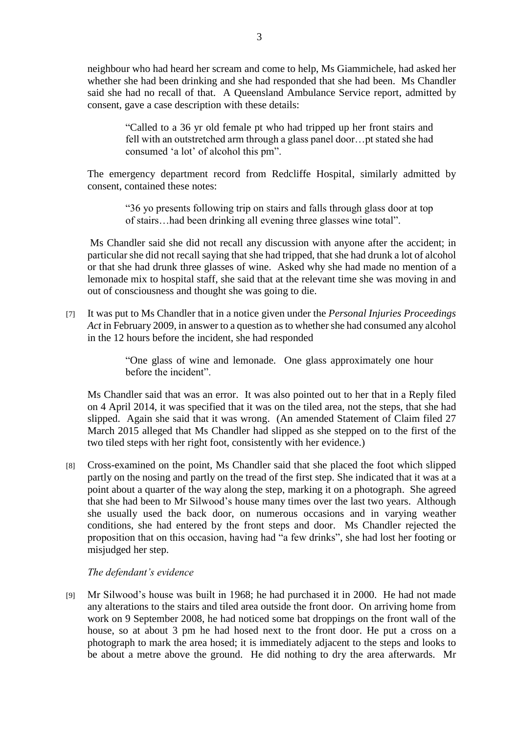neighbour who had heard her scream and come to help, Ms Giammichele, had asked her whether she had been drinking and she had responded that she had been. Ms Chandler said she had no recall of that. A Queensland Ambulance Service report, admitted by consent, gave a case description with these details:

> "Called to a 36 yr old female pt who had tripped up her front stairs and fell with an outstretched arm through a glass panel door…pt stated she had consumed 'a lot' of alcohol this pm".

The emergency department record from Redcliffe Hospital, similarly admitted by consent, contained these notes:

> "36 yo presents following trip on stairs and falls through glass door at top of stairs…had been drinking all evening three glasses wine total".

Ms Chandler said she did not recall any discussion with anyone after the accident; in particular she did not recall saying that she had tripped, that she had drunk a lot of alcohol or that she had drunk three glasses of wine. Asked why she had made no mention of a lemonade mix to hospital staff, she said that at the relevant time she was moving in and out of consciousness and thought she was going to die.

[7] It was put to Ms Chandler that in a notice given under the *Personal Injuries Proceedings Act* in February 2009, in answer to a question as to whether she had consumed any alcohol in the 12 hours before the incident, she had responded

> "One glass of wine and lemonade. One glass approximately one hour before the incident".

Ms Chandler said that was an error. It was also pointed out to her that in a Reply filed on 4 April 2014, it was specified that it was on the tiled area, not the steps, that she had slipped. Again she said that it was wrong. (An amended Statement of Claim filed 27 March 2015 alleged that Ms Chandler had slipped as she stepped on to the first of the two tiled steps with her right foot, consistently with her evidence.)

[8] Cross-examined on the point, Ms Chandler said that she placed the foot which slipped partly on the nosing and partly on the tread of the first step. She indicated that it was at a point about a quarter of the way along the step, marking it on a photograph. She agreed that she had been to Mr Silwood's house many times over the last two years. Although she usually used the back door, on numerous occasions and in varying weather conditions, she had entered by the front steps and door. Ms Chandler rejected the proposition that on this occasion, having had "a few drinks", she had lost her footing or misjudged her step.

*The defendant's evidence*

[9] Mr Silwood's house was built in 1968; he had purchased it in 2000. He had not made any alterations to the stairs and tiled area outside the front door. On arriving home from work on 9 September 2008, he had noticed some bat droppings on the front wall of the house, so at about 3 pm he had hosed next to the front door. He put a cross on a photograph to mark the area hosed; it is immediately adjacent to the steps and looks to be about a metre above the ground. He did nothing to dry the area afterwards. Mr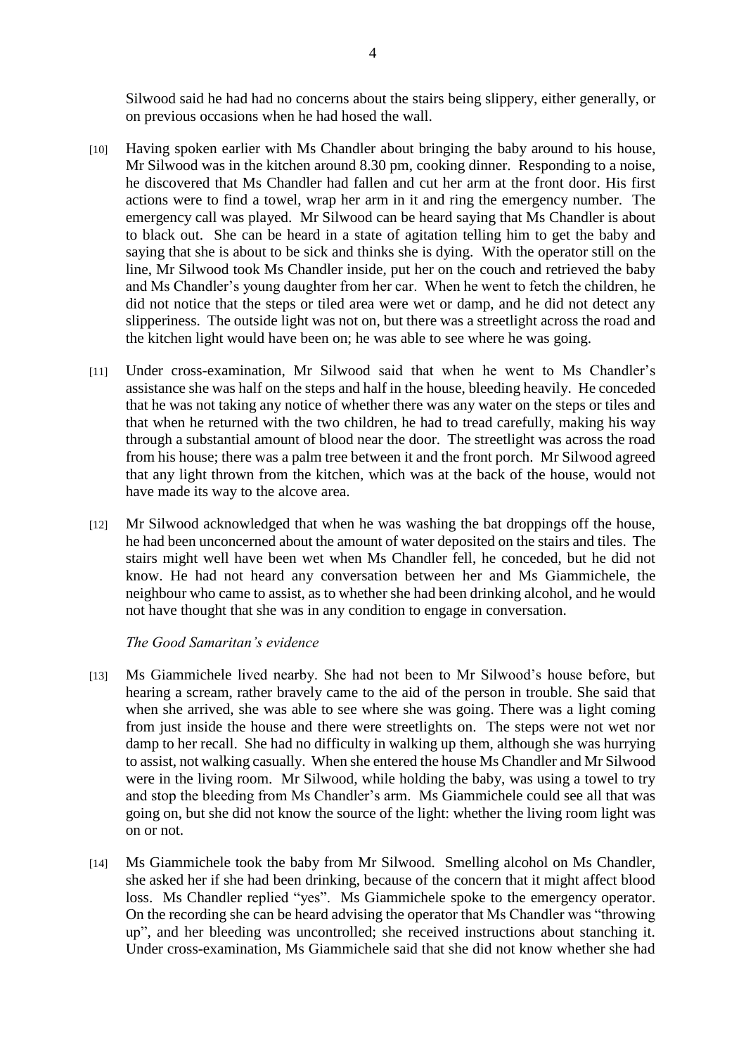Silwood said he had had no concerns about the stairs being slippery, either generally, or on previous occasions when he had hosed the wall.

[10] Having spoken earlier with Ms Chandler about bringing the baby around to his house, Mr Silwood was in the kitchen around 8.30 pm, cooking dinner. Responding to a noise, he discovered that Ms Chandler had fallen and cut her arm at the front door. His first actions were to find a towel, wrap her arm in it and ring the emergency number. The emergency call was played. Mr Silwood can be heard saying that Ms Chandler is about to black out. She can be heard in a state of agitation telling him to get the baby and saying that she is about to be sick and thinks she is dying. With the operator still on the line, Mr Silwood took Ms Chandler inside, put her on the couch and retrieved the baby and Ms Chandler's young daughter from her car. When he went to fetch the children, he did not notice that the steps or tiled area were wet or damp, and he did not detect any slipperiness. The outside light was not on, but there was a streetlight across the road and the kitchen light would have been on; he was able to see where he was going.

[11] Under cross-examination, Mr Silwood said that when he went to Ms Chandler's assistance she was half on the steps and half in the house, bleeding heavily. He conceded that he was not taking any notice of whether there was any water on the steps or tiles and that when he returned with the two children, he had to tread carefully, making his way through a substantial amount of blood near the door. The streetlight was across the road from his house; there was a palm tree between it and the front porch. Mr Silwood agreed that any light thrown from the kitchen, which was at the back of the house, would not have made its way to the alcove area.

[12] Mr Silwood acknowledged that when he was washing the bat droppings off the house, he had been unconcerned about the amount of water deposited on the stairs and tiles. The stairs might well have been wet when Ms Chandler fell, he conceded, but he did not know. He had not heard any conversation between her and Ms Giammichele, the neighbour who came to assist, as to whether she had been drinking alcohol, and he would not have thought that she was in any condition to engage in conversation.

*The Good Samaritan's evidence*

[13] Ms Giammichele lived nearby. She had not been to Mr Silwood's house before, but hearing a scream, rather bravely came to the aid of the person in trouble. She said that when she arrived, she was able to see where she was going. There was a light coming from just inside the house and there were streetlights on. The steps were not wet nor damp to her recall. She had no difficulty in walking up them, although she was hurrying to assist, not walking casually. When she entered the house Ms Chandler and Mr Silwood were in the living room. Mr Silwood, while holding the baby, was using a towel to try and stop the bleeding from Ms Chandler's arm. Ms Giammichele could see all that was going on, but she did not know the source of the light: whether the living room light was on or not.

[14] Ms Giammichele took the baby from Mr Silwood. Smelling alcohol on Ms Chandler, she asked her if she had been drinking, because of the concern that it might affect blood loss. Ms Chandler replied "yes". Ms Giammichele spoke to the emergency operator. On the recording she can be heard advising the operator that Ms Chandler was "throwing up", and her bleeding was uncontrolled; she received instructions about stanching it. Under cross-examination, Ms Giammichele said that she did not know whether she had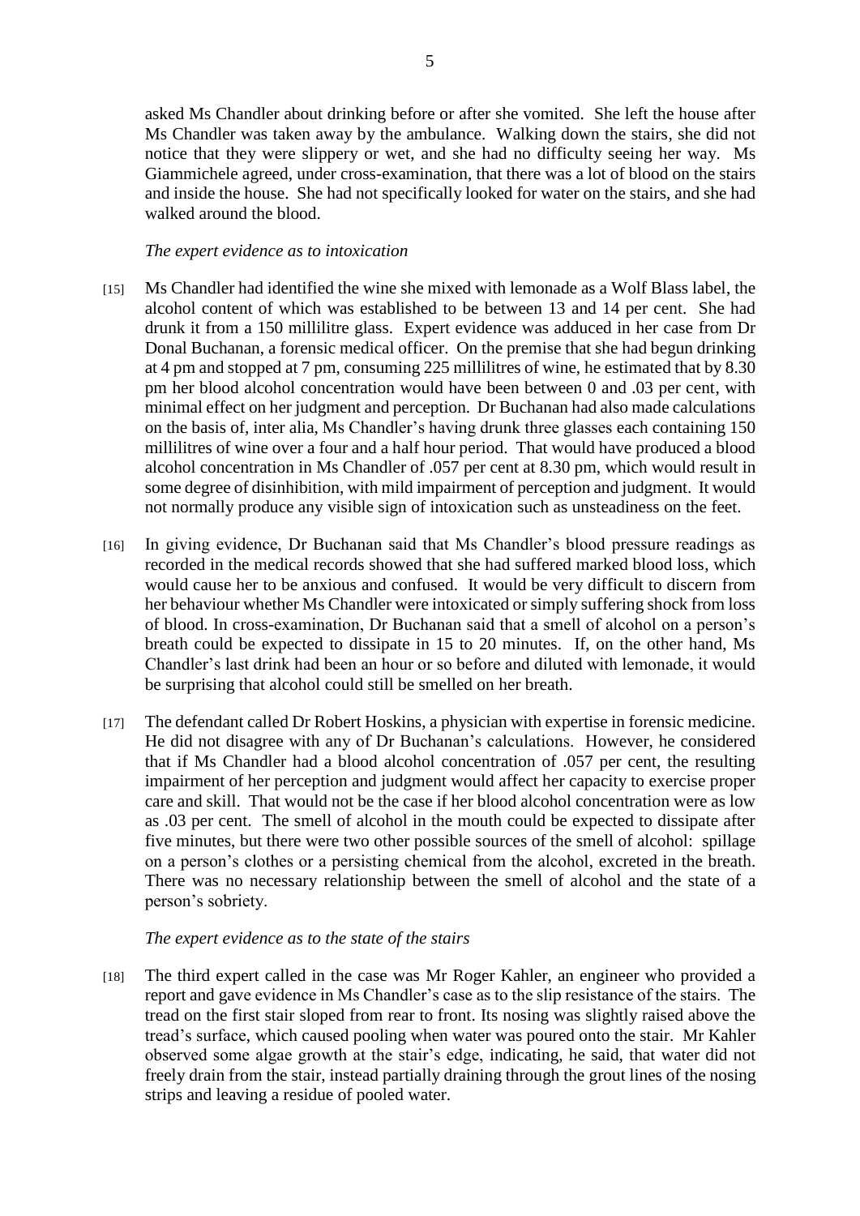asked Ms Chandler about drinking before or after she vomited. She left the house after Ms Chandler was taken away by the ambulance. Walking down the stairs, she did not notice that they were slippery or wet, and she had no difficulty seeing her way. Ms Giammichele agreed, under cross-examination, that there was a lot of blood on the stairs and inside the house. She had not specifically looked for water on the stairs, and she had walked around the blood.

*The expert evidence as to intoxication*

[15] Ms Chandler had identified the wine she mixed with lemonade as a Wolf Blass label, the alcohol content of which was established to be between 13 and 14 per cent. She had drunk it from a 150 millilitre glass. Expert evidence was adduced in her case from Dr Donal Buchanan, a forensic medical officer. On the premise that she had begun drinking at 4 pm and stopped at 7 pm, consuming 225 millilitres of wine, he estimated that by 8.30 pm her blood alcohol concentration would have been between 0 and .03 per cent, with minimal effect on her judgment and perception. Dr Buchanan had also made calculations on the basis of, inter alia, Ms Chandler's having drunk three glasses each containing 150 millilitres of wine over a four and a half hour period. That would have produced a blood alcohol concentration in Ms Chandler of .057 per cent at 8.30 pm, which would result in some degree of disinhibition, with mild impairment of perception and judgment. It would not normally produce any visible sign of intoxication such as unsteadiness on the feet.

[16] In giving evidence, Dr Buchanan said that Ms Chandler's blood pressure readings as recorded in the medical records showed that she had suffered marked blood loss, which would cause her to be anxious and confused. It would be very difficult to discern from her behaviour whether Ms Chandler were intoxicated or simply suffering shock from loss of blood. In cross-examination, Dr Buchanan said that a smell of alcohol on a person's breath could be expected to dissipate in 15 to 20 minutes. If, on the other hand, Ms Chandler's last drink had been an hour or so before and diluted with lemonade, it would be surprising that alcohol could still be smelled on her breath.

[17] The defendant called Dr Robert Hoskins, a physician with expertise in forensic medicine. He did not disagree with any of Dr Buchanan's calculations. However, he considered that if Ms Chandler had a blood alcohol concentration of .057 per cent, the resulting impairment of her perception and judgment would affect her capacity to exercise proper care and skill. That would not be the case if her blood alcohol concentration were as low as .03 per cent. The smell of alcohol in the mouth could be expected to dissipate after five minutes, but there were two other possible sources of the smell of alcohol: spillage on a person's clothes or a persisting chemical from the alcohol, excreted in the breath. There was no necessary relationship between the smell of alcohol and the state of a person's sobriety.

*The expert evidence as to the state of the stairs*

[18] The third expert called in the case was Mr Roger Kahler, an engineer who provided a report and gave evidence in Ms Chandler's case as to the slip resistance of the stairs. The tread on the first stair sloped from rear to front. Its nosing was slightly raised above the tread's surface, which caused pooling when water was poured onto the stair. Mr Kahler observed some algae growth at the stair's edge, indicating, he said, that water did not freely drain from the stair, instead partially draining through the grout lines of the nosing strips and leaving a residue of pooled water.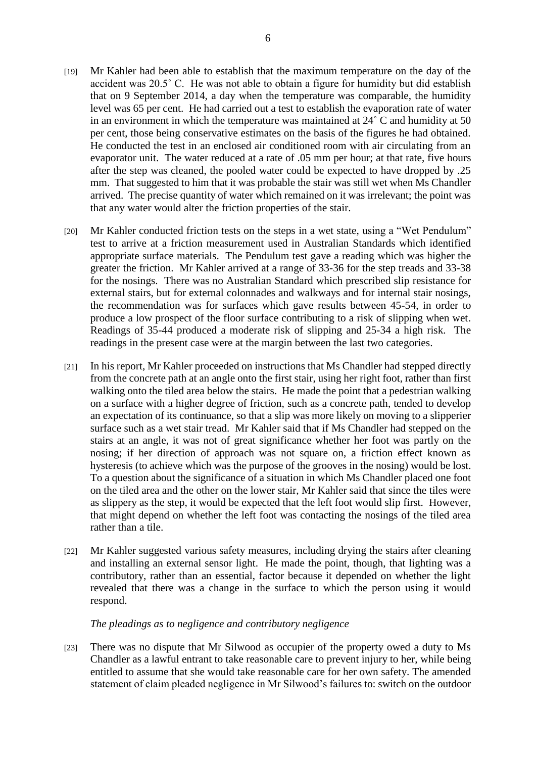[19] Mr Kahler had been able to establish that the maximum temperature on the day of the accident was 20.5˚ C. He was not able to obtain a figure for humidity but did establish that on 9 September 2014, a day when the temperature was comparable, the humidity level was 65 per cent. He had carried out a test to establish the evaporation rate of water in an environment in which the temperature was maintained at 24˚ C and humidity at 50 per cent, those being conservative estimates on the basis of the figures he had obtained. He conducted the test in an enclosed air conditioned room with air circulating from an evaporator unit. The water reduced at a rate of .05 mm per hour; at that rate, five hours after the step was cleaned, the pooled water could be expected to have dropped by .25 mm. That suggested to him that it was probable the stair was still wet when Ms Chandler arrived. The precise quantity of water which remained on it was irrelevant; the point was that any water would alter the friction properties of the stair.

[20] Mr Kahler conducted friction tests on the steps in a wet state, using a "Wet Pendulum" test to arrive at a friction measurement used in Australian Standards which identified appropriate surface materials. The Pendulum test gave a reading which was higher the greater the friction. Mr Kahler arrived at a range of 33-36 for the step treads and 33-38 for the nosings. There was no Australian Standard which prescribed slip resistance for external stairs, but for external colonnades and walkways and for internal stair nosings, the recommendation was for surfaces which gave results between 45-54, in order to produce a low prospect of the floor surface contributing to a risk of slipping when wet. Readings of 35-44 produced a moderate risk of slipping and 25-34 a high risk. The readings in the present case were at the margin between the last two categories.

[21] In his report, Mr Kahler proceeded on instructions that Ms Chandler had stepped directly from the concrete path at an angle onto the first stair, using her right foot, rather than first walking onto the tiled area below the stairs. He made the point that a pedestrian walking on a surface with a higher degree of friction, such as a concrete path, tended to develop an expectation of its continuance, so that a slip was more likely on moving to a slipperier surface such as a wet stair tread. Mr Kahler said that if Ms Chandler had stepped on the stairs at an angle, it was not of great significance whether her foot was partly on the nosing; if her direction of approach was not square on, a friction effect known as hysteresis (to achieve which was the purpose of the grooves in the nosing) would be lost. To a question about the significance of a situation in which Ms Chandler placed one foot on the tiled area and the other on the lower stair, Mr Kahler said that since the tiles were as slippery as the step, it would be expected that the left foot would slip first. However, that might depend on whether the left foot was contacting the nosings of the tiled area rather than a tile.

[22] Mr Kahler suggested various safety measures, including drying the stairs after cleaning and installing an external sensor light. He made the point, though, that lighting was a contributory, rather than an essential, factor because it depended on whether the light revealed that there was a change in the surface to which the person using it would respond.

*The pleadings as to negligence and contributory negligence*

[23] There was no dispute that Mr Silwood as occupier of the property owed a duty to Ms Chandler as a lawful entrant to take reasonable care to prevent injury to her, while being entitled to assume that she would take reasonable care for her own safety. The amended statement of claim pleaded negligence in Mr Silwood's failures to: switch on the outdoor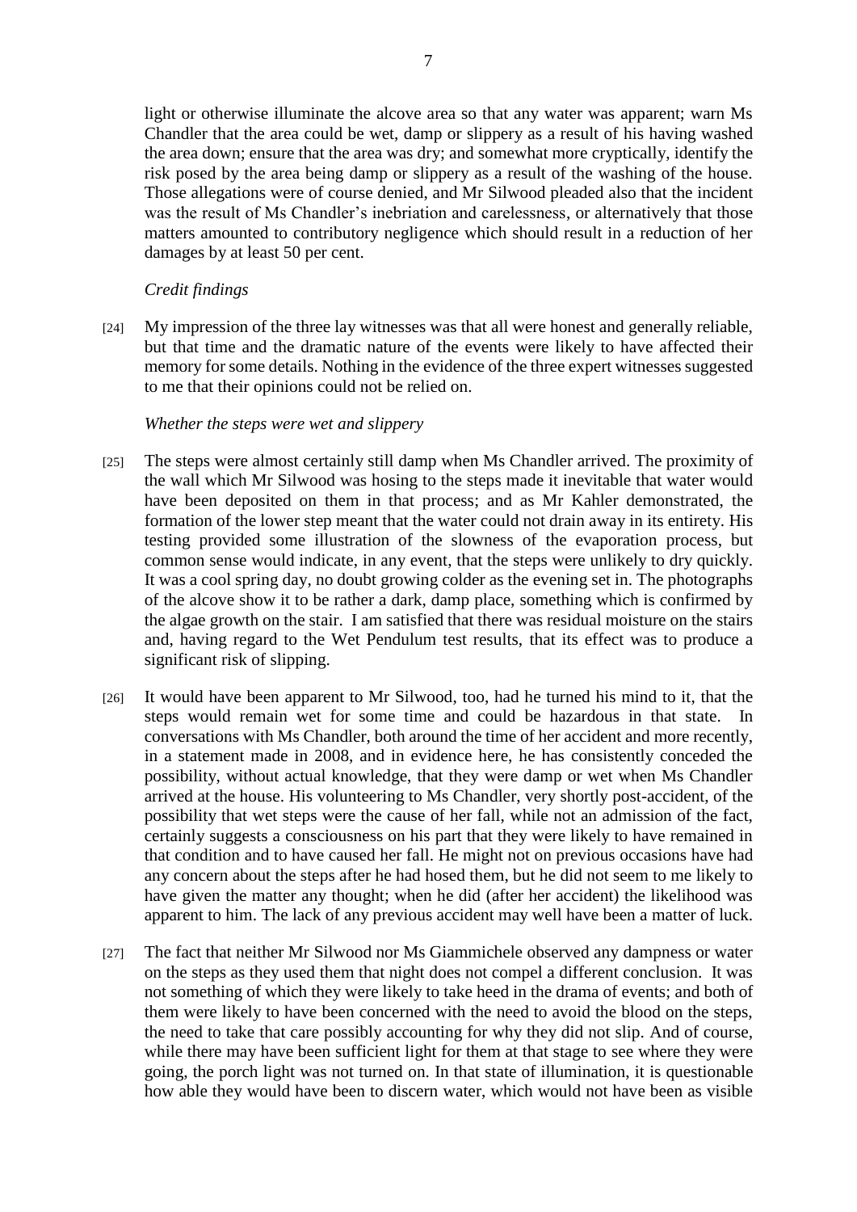light or otherwise illuminate the alcove area so that any water was apparent; warn Ms Chandler that the area could be wet, damp or slippery as a result of his having washed the area down; ensure that the area was dry; and somewhat more cryptically, identify the risk posed by the area being damp or slippery as a result of the washing of the house. Those allegations were of course denied, and Mr Silwood pleaded also that the incident was the result of Ms Chandler's inebriation and carelessness, or alternatively that those matters amounted to contributory negligence which should result in a reduction of her damages by at least 50 per cent.

*Credit findings*

[24] My impression of the three lay witnesses was that all were honest and generally reliable, but that time and the dramatic nature of the events were likely to have affected their memory for some details. Nothing in the evidence of the three expert witnesses suggested to me that their opinions could not be relied on.

*Whether the steps were wet and slippery*

[25] The steps were almost certainly still damp when Ms Chandler arrived. The proximity of the wall which Mr Silwood was hosing to the steps made it inevitable that water would have been deposited on them in that process; and as Mr Kahler demonstrated, the formation of the lower step meant that the water could not drain away in its entirety. His testing provided some illustration of the slowness of the evaporation process, but common sense would indicate, in any event, that the steps were unlikely to dry quickly. It was a cool spring day, no doubt growing colder as the evening set in. The photographs of the alcove show it to be rather a dark, damp place, something which is confirmed by the algae growth on the stair. I am satisfied that there was residual moisture on the stairs and, having regard to the Wet Pendulum test results, that its effect was to produce a significant risk of slipping.

[26] It would have been apparent to Mr Silwood, too, had he turned his mind to it, that the steps would remain wet for some time and could be hazardous in that state. In conversations with Ms Chandler, both around the time of her accident and more recently, in a statement made in 2008, and in evidence here, he has consistently conceded the possibility, without actual knowledge, that they were damp or wet when Ms Chandler arrived at the house. His volunteering to Ms Chandler, very shortly post-accident, of the possibility that wet steps were the cause of her fall, while not an admission of the fact, certainly suggests a consciousness on his part that they were likely to have remained in that condition and to have caused her fall. He might not on previous occasions have had any concern about the steps after he had hosed them, but he did not seem to me likely to have given the matter any thought; when he did (after her accident) the likelihood was apparent to him. The lack of any previous accident may well have been a matter of luck.

[27] The fact that neither Mr Silwood nor Ms Giammichele observed any dampness or water on the steps as they used them that night does not compel a different conclusion. It was not something of which they were likely to take heed in the drama of events; and both of them were likely to have been concerned with the need to avoid the blood on the steps, the need to take that care possibly accounting for why they did not slip. And of course, while there may have been sufficient light for them at that stage to see where they were going, the porch light was not turned on. In that state of illumination, it is questionable how able they would have been to discern water, which would not have been as visible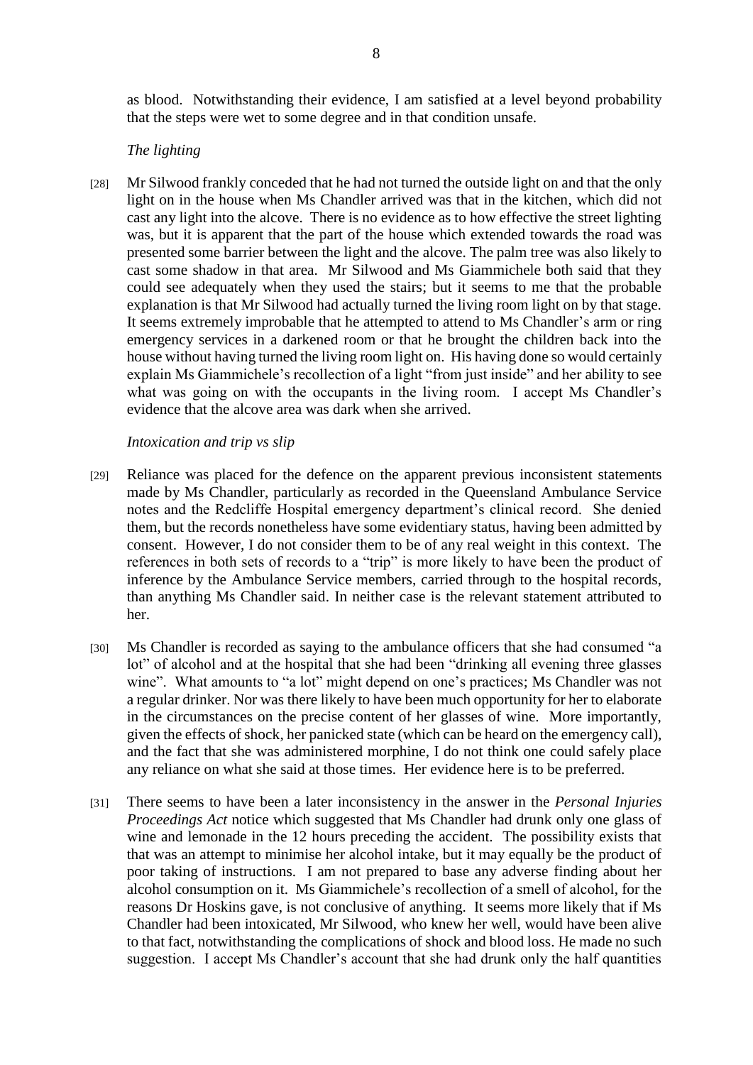as blood. Notwithstanding their evidence, I am satisfied at a level beyond probability that the steps were wet to some degree and in that condition unsafe.

*The lighting*

[28] Mr Silwood frankly conceded that he had not turned the outside light on and that the only light on in the house when Ms Chandler arrived was that in the kitchen, which did not cast any light into the alcove. There is no evidence as to how effective the street lighting was, but it is apparent that the part of the house which extended towards the road was presented some barrier between the light and the alcove. The palm tree was also likely to cast some shadow in that area. Mr Silwood and Ms Giammichele both said that they could see adequately when they used the stairs; but it seems to me that the probable explanation is that Mr Silwood had actually turned the living room light on by that stage. It seems extremely improbable that he attempted to attend to Ms Chandler's arm or ring emergency services in a darkened room or that he brought the children back into the house without having turned the living room light on. His having done so would certainly explain Ms Giammichele's recollection of a light "from just inside" and her ability to see what was going on with the occupants in the living room. I accept Ms Chandler's evidence that the alcove area was dark when she arrived.

*Intoxication and trip vs slip*

[29] Reliance was placed for the defence on the apparent previous inconsistent statements made by Ms Chandler, particularly as recorded in the Queensland Ambulance Service notes and the Redcliffe Hospital emergency department's clinical record. She denied them, but the records nonetheless have some evidentiary status, having been admitted by consent. However, I do not consider them to be of any real weight in this context. The references in both sets of records to a "trip" is more likely to have been the product of inference by the Ambulance Service members, carried through to the hospital records, than anything Ms Chandler said. In neither case is the relevant statement attributed to her.

[30] Ms Chandler is recorded as saying to the ambulance officers that she had consumed "a lot" of alcohol and at the hospital that she had been "drinking all evening three glasses wine". What amounts to "a lot" might depend on one's practices; Ms Chandler was not a regular drinker. Nor was there likely to have been much opportunity for her to elaborate in the circumstances on the precise content of her glasses of wine. More importantly, given the effects of shock, her panicked state (which can be heard on the emergency call), and the fact that she was administered morphine, I do not think one could safely place any reliance on what she said at those times. Her evidence here is to be preferred.

[31] There seems to have been a later inconsistency in the answer in the *Personal Injuries Proceedings Act* notice which suggested that Ms Chandler had drunk only one glass of wine and lemonade in the 12 hours preceding the accident. The possibility exists that that was an attempt to minimise her alcohol intake, but it may equally be the product of poor taking of instructions. I am not prepared to base any adverse finding about her alcohol consumption on it. Ms Giammichele's recollection of a smell of alcohol, for the reasons Dr Hoskins gave, is not conclusive of anything. It seems more likely that if Ms Chandler had been intoxicated, Mr Silwood, who knew her well, would have been alive to that fact, notwithstanding the complications of shock and blood loss. He made no such suggestion. I accept Ms Chandler's account that she had drunk only the half quantities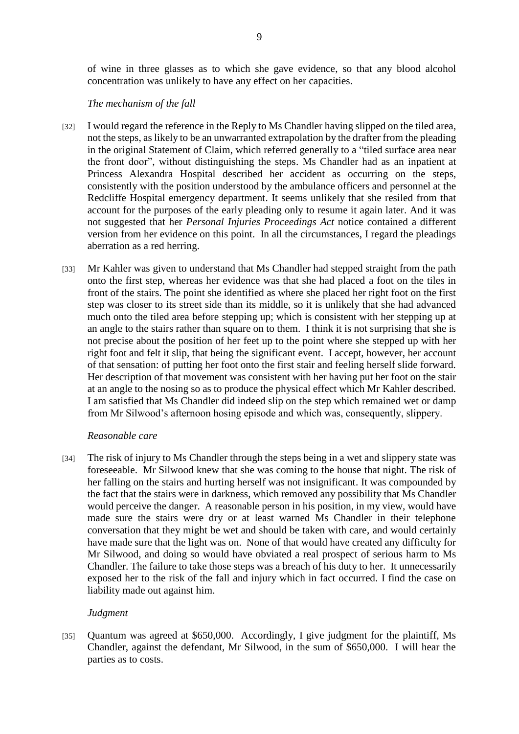of wine in three glasses as to which she gave evidence, so that any blood alcohol concentration was unlikely to have any effect on her capacities.

*The mechanism of the fall*

[32] I would regard the reference in the Reply to Ms Chandler having slipped on the tiled area, not the steps, as likely to be an unwarranted extrapolation by the drafter from the pleading in the original Statement of Claim, which referred generally to a "tiled surface area near the front door", without distinguishing the steps. Ms Chandler had as an inpatient at Princess Alexandra Hospital described her accident as occurring on the steps, consistently with the position understood by the ambulance officers and personnel at the Redcliffe Hospital emergency department. It seems unlikely that she resiled from that account for the purposes of the early pleading only to resume it again later. And it was not suggested that her *Personal Injuries Proceedings Act* notice contained a different version from her evidence on this point. In all the circumstances, I regard the pleadings aberration as a red herring.

[33] Mr Kahler was given to understand that Ms Chandler had stepped straight from the path onto the first step, whereas her evidence was that she had placed a foot on the tiles in front of the stairs. The point she identified as where she placed her right foot on the first step was closer to its street side than its middle, so it is unlikely that she had advanced much onto the tiled area before stepping up; which is consistent with her stepping up at an angle to the stairs rather than square on to them. I think it is not surprising that she is not precise about the position of her feet up to the point where she stepped up with her right foot and felt it slip, that being the significant event. I accept, however, her account of that sensation: of putting her foot onto the first stair and feeling herself slide forward. Her description of that movement was consistent with her having put her foot on the stair at an angle to the nosing so as to produce the physical effect which Mr Kahler described. I am satisfied that Ms Chandler did indeed slip on the step which remained wet or damp from Mr Silwood's afternoon hosing episode and which was, consequently, slippery.

*Reasonable care*

[34] The risk of injury to Ms Chandler through the steps being in a wet and slippery state was foreseeable. Mr Silwood knew that she was coming to the house that night. The risk of her falling on the stairs and hurting herself was not insignificant. It was compounded by the fact that the stairs were in darkness, which removed any possibility that Ms Chandler would perceive the danger. A reasonable person in his position, in my view, would have made sure the stairs were dry or at least warned Ms Chandler in their telephone conversation that they might be wet and should be taken with care, and would certainly have made sure that the light was on. None of that would have created any difficulty for Mr Silwood, and doing so would have obviated a real prospect of serious harm to Ms Chandler. The failure to take those steps was a breach of his duty to her. It unnecessarily exposed her to the risk of the fall and injury which in fact occurred. I find the case on liability made out against him.

*Judgment*

[35] Quantum was agreed at $650,000. Accordingly, I give judgment for the plaintiff, Ms Chandler, against the defendant, Mr Silwood, in the sum of $650,000. I will hear the parties as to costs.